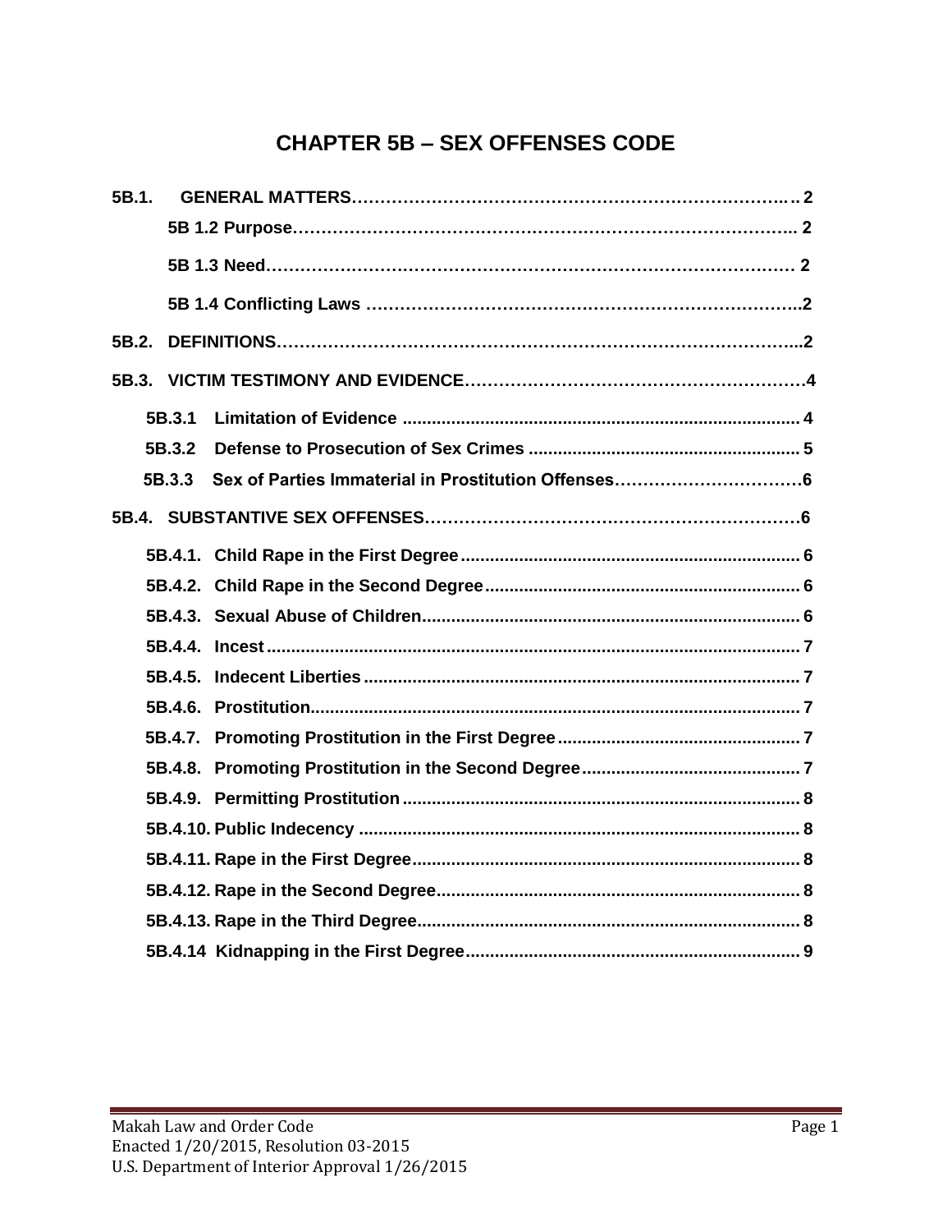# CHAPTER 5B – SEX OFFENSES CODE

**5B.1. GENERAL MATTERS** ... 2

- **5B 1.2 Purpose** ... 2
- **5B 1.3 Need** ... 2
- **5B 1.4 Conflicting Laws** ... 2

**5B.2. DEFINITIONS** ... 2

**5B.3. VICTIM TESTIMONY AND EVIDENCE** ... 4

- **5B.3.1 Limitation of Evidence** ... 4
- **5B.3.2 Defense to Prosecution of Sex Crimes** ... 5
- **5B.3.3 Sex of Parties Immaterial in Prostitution Offenses** ... 6

**5B.4. SUBSTANTIVE SEX OFFENSES** ... 6

- **5B.4.1. Child Rape in the First Degree** ... 6
- **5B.4.2. Child Rape in the Second Degree** ... 6
- **5B.4.3. Sexual Abuse of Children** ... 6
- **5B.4.4. Incest** ... 7
- **5B.4.5. Indecent Liberties** ... 7
- **5B.4.6. Prostitution** ... 7
- **5B.4.7. Promoting Prostitution in the First Degree** ... 7
- **5B.4.8. Promoting Prostitution in the Second Degree** ... 7
- **5B.4.9. Permitting Prostitution** ... 8
- **5B.4.10. Public Indecency** ... 8
- **5B.4.11. Rape in the First Degree** ... 8
- **5B.4.12. Rape in the Second Degree** ... 8
- **5B.4.13. Rape in the Third Degree** ... 8
- **5B.4.14 Kidnapping in the First Degree** ... 9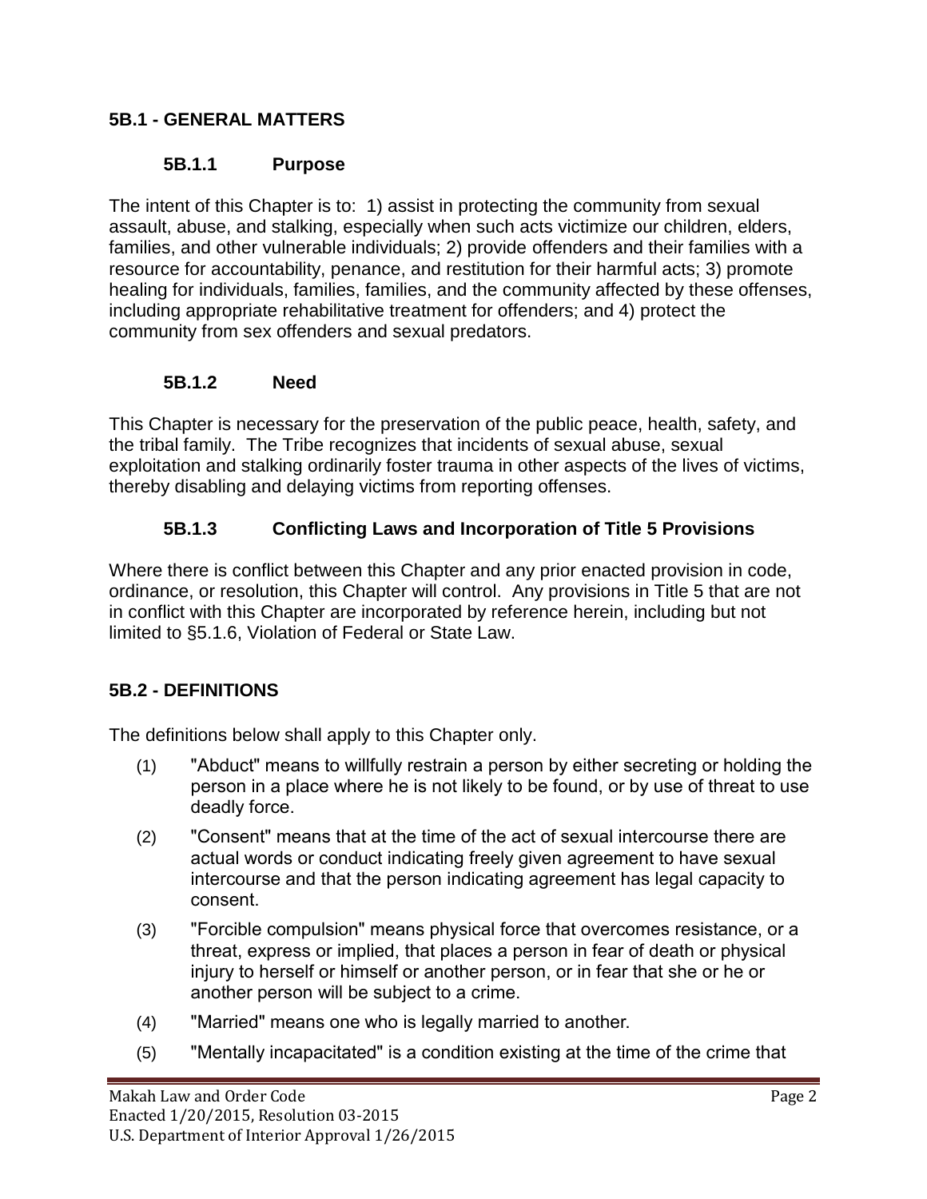## 5B.1 - GENERAL MATTERS

### 5B.1.1 Purpose

The intent of this Chapter is to: 1) assist in protecting the community from sexual assault, abuse, and stalking, especially when such acts victimize our children, elders, families, and other vulnerable individuals; 2) provide offenders and their families with a resource for accountability, penance, and restitution for their harmful acts; 3) promote healing for individuals, families, families, and the community affected by these offenses, including appropriate rehabilitative treatment for offenders; and 4) protect the community from sex offenders and sexual predators.

### 5B.1.2 Need

This Chapter is necessary for the preservation of the public peace, health, safety, and the tribal family. The Tribe recognizes that incidents of sexual abuse, sexual exploitation and stalking ordinarily foster trauma in other aspects of the lives of victims, thereby disabling and delaying victims from reporting offenses.

### 5B.1.3 Conflicting Laws and Incorporation of Title 5 Provisions

Where there is conflict between this Chapter and any prior enacted provision in code, ordinance, or resolution, this Chapter will control. Any provisions in Title 5 that are not in conflict with this Chapter are incorporated by reference herein, including but not limited to §5.1.6, Violation of Federal or State Law.

## 5B.2 - DEFINITIONS

The definitions below shall apply to this Chapter only.

(1) "Abduct" means to willfully restrain a person by either secreting or holding the person in a place where he is not likely to be found, or by use of threat to use deadly force.

(2) "Consent" means that at the time of the act of sexual intercourse there are actual words or conduct indicating freely given agreement to have sexual intercourse and that the person indicating agreement has legal capacity to consent.

(3) "Forcible compulsion" means physical force that overcomes resistance, or a threat, express or implied, that places a person in fear of death or physical injury to herself or himself or another person, or in fear that she or he or another person will be subject to a crime.

(4) "Married" means one who is legally married to another.

(5) "Mentally incapacitated" is a condition existing at the time of the crime that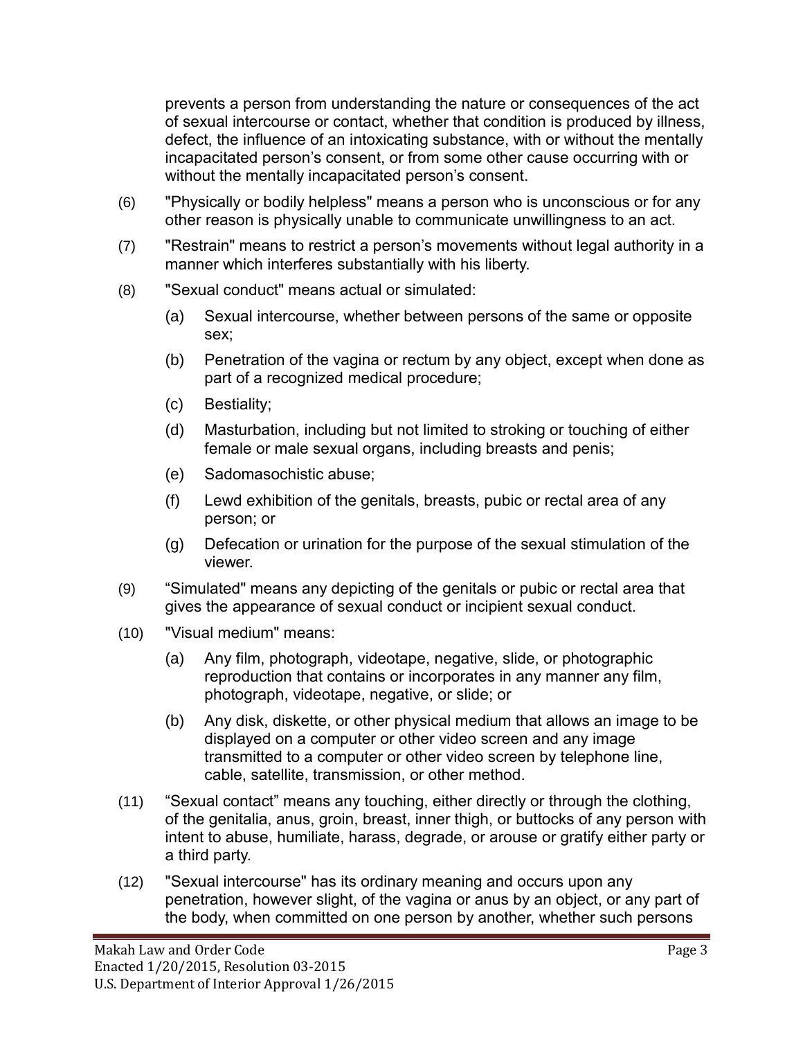prevents a person from understanding the nature or consequences of the act of sexual intercourse or contact, whether that condition is produced by illness, defect, the influence of an intoxicating substance, with or without the mentally incapacitated person's consent, or from some other cause occurring with or without the mentally incapacitated person's consent.

(6) "Physically or bodily helpless" means a person who is unconscious or for any other reason is physically unable to communicate unwillingness to an act.

(7) "Restrain" means to restrict a person's movements without legal authority in a manner which interferes substantially with his liberty.

(8) "Sexual conduct" means actual or simulated:

   (a) Sexual intercourse, whether between persons of the same or opposite sex;

   (b) Penetration of the vagina or rectum by any object, except when done as part of a recognized medical procedure;

   (c) Bestiality;

   (d) Masturbation, including but not limited to stroking or touching of either female or male sexual organs, including breasts and penis;

   (e) Sadomasochistic abuse;

   (f) Lewd exhibition of the genitals, breasts, pubic or rectal area of any person; or

   (g) Defecation or urination for the purpose of the sexual stimulation of the viewer.

(9) "Simulated" means any depicting of the genitals or pubic or rectal area that gives the appearance of sexual conduct or incipient sexual conduct.

(10) "Visual medium" means:

   (a) Any film, photograph, videotape, negative, slide, or photographic reproduction that contains or incorporates in any manner any film, photograph, videotape, negative, or slide; or

   (b) Any disk, diskette, or other physical medium that allows an image to be displayed on a computer or other video screen and any image transmitted to a computer or other video screen by telephone line, cable, satellite, transmission, or other method.

(11) "Sexual contact" means any touching, either directly or through the clothing, of the genitalia, anus, groin, breast, inner thigh, or buttocks of any person with intent to abuse, humiliate, harass, degrade, or arouse or gratify either party or a third party.

(12) "Sexual intercourse" has its ordinary meaning and occurs upon any penetration, however slight, of the vagina or anus by an object, or any part of the body, when committed on one person by another, whether such persons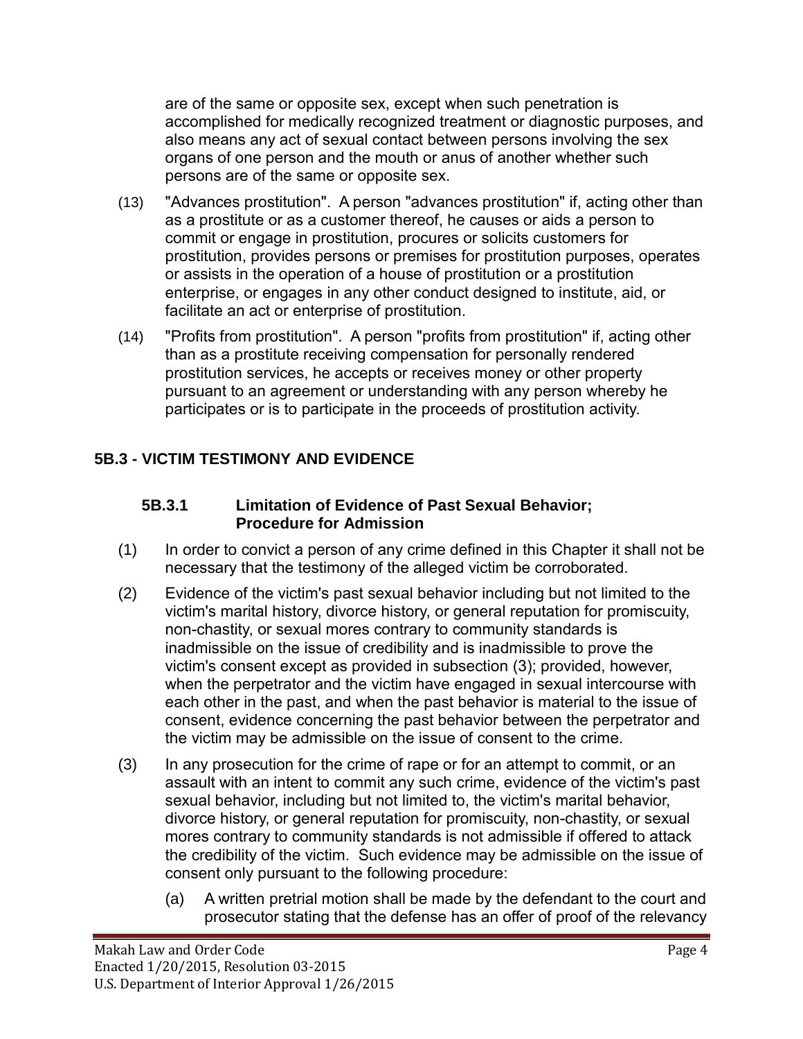are of the same or opposite sex, except when such penetration is accomplished for medically recognized treatment or diagnostic purposes, and also means any act of sexual contact between persons involving the sex organs of one person and the mouth or anus of another whether such persons are of the same or opposite sex.

(13) "Advances prostitution". A person "advances prostitution" if, acting other than as a prostitute or as a customer thereof, he causes or aids a person to commit or engage in prostitution, procures or solicits customers for prostitution, provides persons or premises for prostitution purposes, operates or assists in the operation of a house of prostitution or a prostitution enterprise, or engages in any other conduct designed to institute, aid, or facilitate an act or enterprise of prostitution.

(14) "Profits from prostitution". A person "profits from prostitution" if, acting other than as a prostitute receiving compensation for personally rendered prostitution services, he accepts or receives money or other property pursuant to an agreement or understanding with any person whereby he participates or is to participate in the proceeds of prostitution activity.

## 5B.3 - VICTIM TESTIMONY AND EVIDENCE

### 5B.3.1 Limitation of Evidence of Past Sexual Behavior; Procedure for Admission

(1) In order to convict a person of any crime defined in this Chapter it shall not be necessary that the testimony of the alleged victim be corroborated.

(2) Evidence of the victim's past sexual behavior including but not limited to the victim's marital history, divorce history, or general reputation for promiscuity, non-chastity, or sexual mores contrary to community standards is inadmissible on the issue of credibility and is inadmissible to prove the victim's consent except as provided in subsection (3); provided, however, when the perpetrator and the victim have engaged in sexual intercourse with each other in the past, and when the past behavior is material to the issue of consent, evidence concerning the past behavior between the perpetrator and the victim may be admissible on the issue of consent to the crime.

(3) In any prosecution for the crime of rape or for an attempt to commit, or an assault with an intent to commit any such crime, evidence of the victim's past sexual behavior, including but not limited to, the victim's marital behavior, divorce history, or general reputation for promiscuity, non-chastity, or sexual mores contrary to community standards is not admissible if offered to attack the credibility of the victim. Such evidence may be admissible on the issue of consent only pursuant to the following procedure:

(a) A written pretrial motion shall be made by the defendant to the court and prosecutor stating that the defense has an offer of proof of the relevancy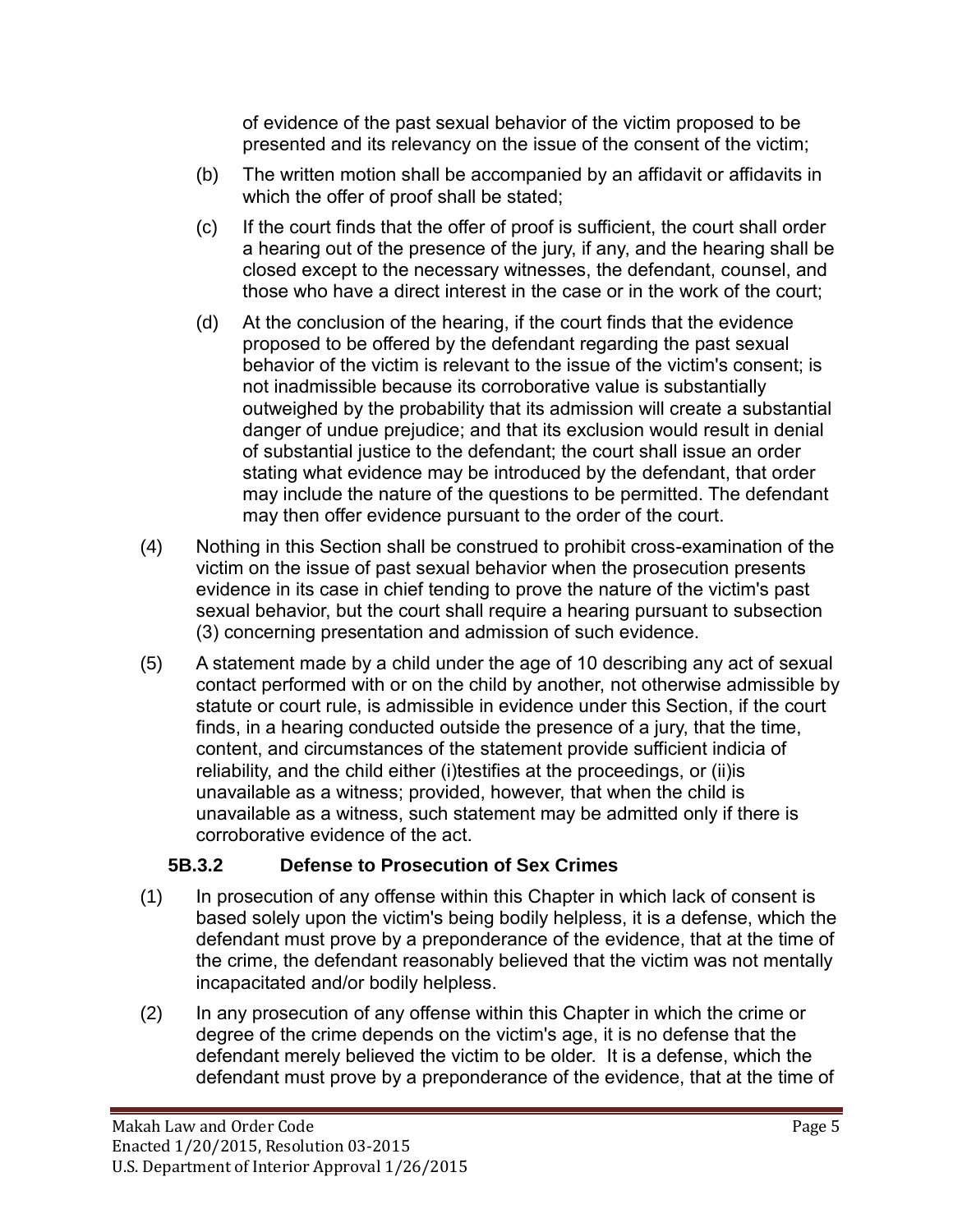of evidence of the past sexual behavior of the victim proposed to be presented and its relevancy on the issue of the consent of the victim;

(b) The written motion shall be accompanied by an affidavit or affidavits in which the offer of proof shall be stated;

(c) If the court finds that the offer of proof is sufficient, the court shall order a hearing out of the presence of the jury, if any, and the hearing shall be closed except to the necessary witnesses, the defendant, counsel, and those who have a direct interest in the case or in the work of the court;

(d) At the conclusion of the hearing, if the court finds that the evidence proposed to be offered by the defendant regarding the past sexual behavior of the victim is relevant to the issue of the victim's consent; is not inadmissible because its corroborative value is substantially outweighed by the probability that its admission will create a substantial danger of undue prejudice; and that its exclusion would result in denial of substantial justice to the defendant; the court shall issue an order stating what evidence may be introduced by the defendant, that order may include the nature of the questions to be permitted. The defendant may then offer evidence pursuant to the order of the court.

(4) Nothing in this Section shall be construed to prohibit cross-examination of the victim on the issue of past sexual behavior when the prosecution presents evidence in its case in chief tending to prove the nature of the victim's past sexual behavior, but the court shall require a hearing pursuant to subsection (3) concerning presentation and admission of such evidence.

(5) A statement made by a child under the age of 10 describing any act of sexual contact performed with or on the child by another, not otherwise admissible by statute or court rule, is admissible in evidence under this Section, if the court finds, in a hearing conducted outside the presence of a jury, that the time, content, and circumstances of the statement provide sufficient indicia of reliability, and the child either (i)testifies at the proceedings, or (ii)is unavailable as a witness; provided, however, that when the child is unavailable as a witness, such statement may be admitted only if there is corroborative evidence of the act.

### 5B.3.2 Defense to Prosecution of Sex Crimes

(1) In prosecution of any offense within this Chapter in which lack of consent is based solely upon the victim's being bodily helpless, it is a defense, which the defendant must prove by a preponderance of the evidence, that at the time of the crime, the defendant reasonably believed that the victim was not mentally incapacitated and/or bodily helpless.

(2) In any prosecution of any offense within this Chapter in which the crime or degree of the crime depends on the victim's age, it is no defense that the defendant merely believed the victim to be older. It is a defense, which the defendant must prove by a preponderance of the evidence, that at the time of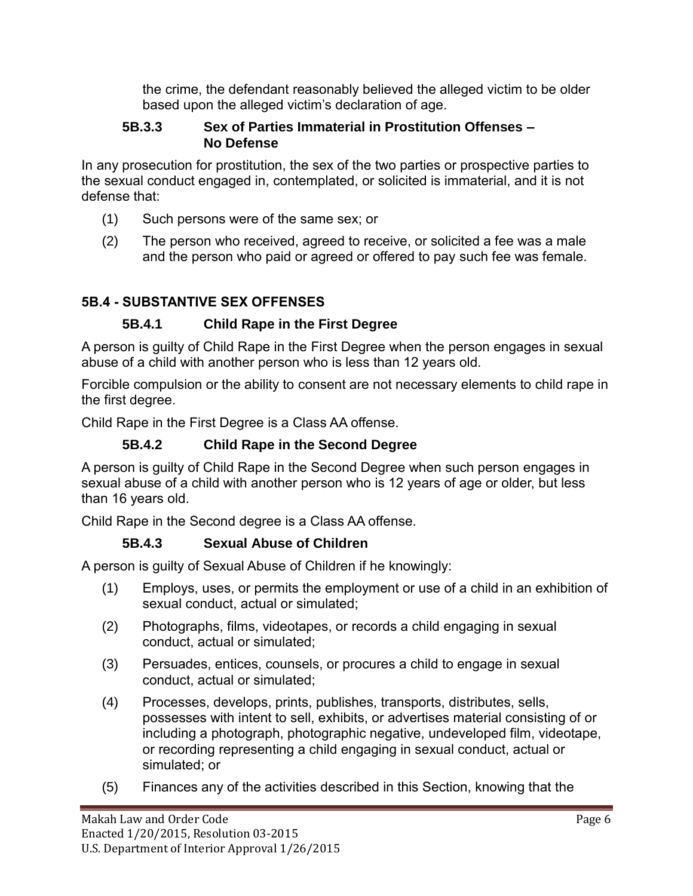the crime, the defendant reasonably believed the alleged victim to be older based upon the alleged victim's declaration of age.

### 5B.3.3 Sex of Parties Immaterial in Prostitution Offenses – No Defense

In any prosecution for prostitution, the sex of the two parties or prospective parties to the sexual conduct engaged in, contemplated, or solicited is immaterial, and it is not defense that:

(1) Such persons were of the same sex; or

(2) The person who received, agreed to receive, or solicited a fee was a male and the person who paid or agreed or offered to pay such fee was female.

## 5B.4 - SUBSTANTIVE SEX OFFENSES

### 5B.4.1 Child Rape in the First Degree

A person is guilty of Child Rape in the First Degree when the person engages in sexual abuse of a child with another person who is less than 12 years old.

Forcible compulsion or the ability to consent are not necessary elements to child rape in the first degree.

Child Rape in the First Degree is a Class AA offense.

### 5B.4.2 Child Rape in the Second Degree

A person is guilty of Child Rape in the Second Degree when such person engages in sexual abuse of a child with another person who is 12 years of age or older, but less than 16 years old.

Child Rape in the Second degree is a Class AA offense.

### 5B.4.3 Sexual Abuse of Children

A person is guilty of Sexual Abuse of Children if he knowingly:

(1) Employs, uses, or permits the employment or use of a child in an exhibition of sexual conduct, actual or simulated;

(2) Photographs, films, videotapes, or records a child engaging in sexual conduct, actual or simulated;

(3) Persuades, entices, counsels, or procures a child to engage in sexual conduct, actual or simulated;

(4) Processes, develops, prints, publishes, transports, distributes, sells, possesses with intent to sell, exhibits, or advertises material consisting of or including a photograph, photographic negative, undeveloped film, videotape, or recording representing a child engaging in sexual conduct, actual or simulated; or

(5) Finances any of the activities described in this Section, knowing that the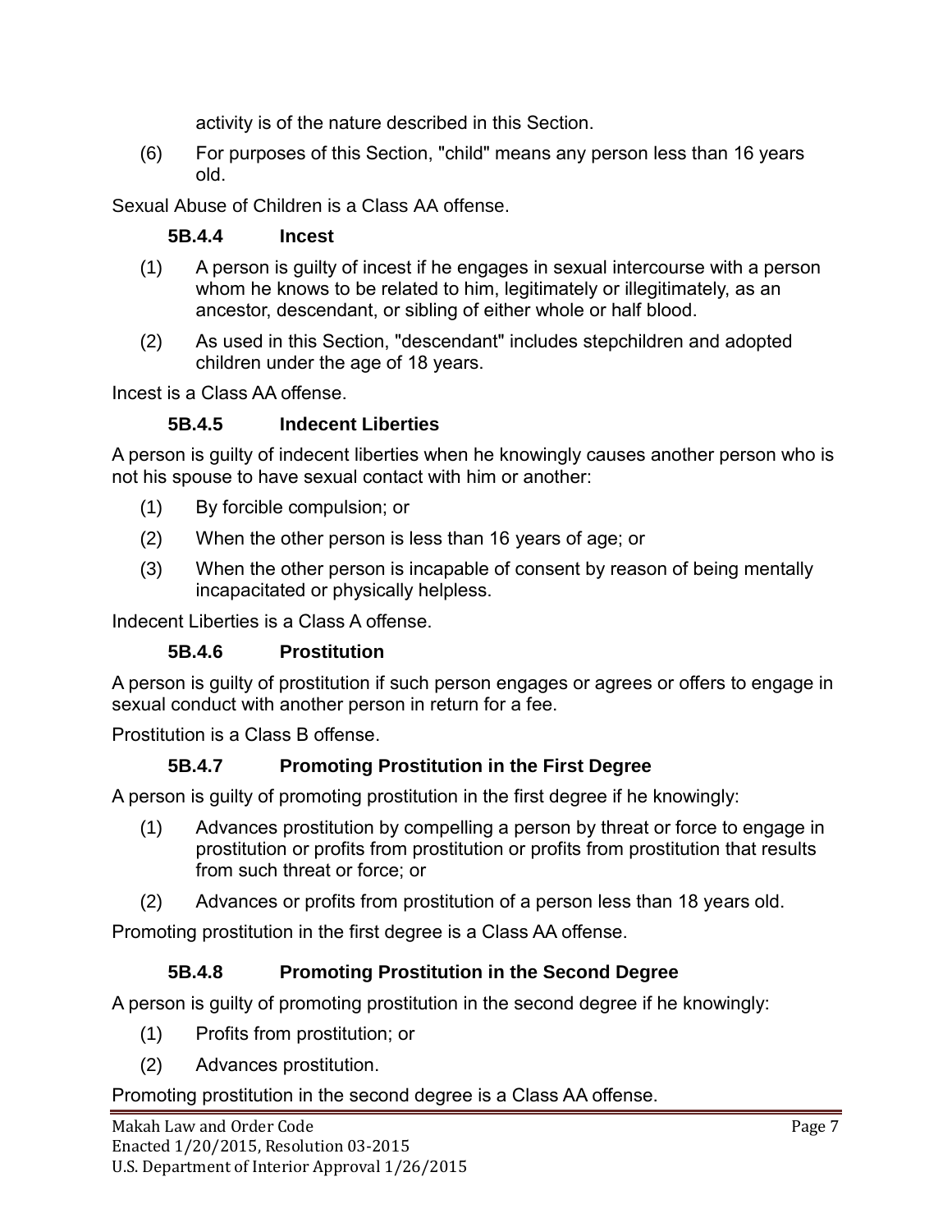activity is of the nature described in this Section.

(6) For purposes of this Section, "child" means any person less than 16 years old.

Sexual Abuse of Children is a Class AA offense.

### 5B.4.4 Incest

(1) A person is guilty of incest if he engages in sexual intercourse with a person whom he knows to be related to him, legitimately or illegitimately, as an ancestor, descendant, or sibling of either whole or half blood.

(2) As used in this Section, "descendant" includes stepchildren and adopted children under the age of 18 years.

Incest is a Class AA offense.

### 5B.4.5 Indecent Liberties

A person is guilty of indecent liberties when he knowingly causes another person who is not his spouse to have sexual contact with him or another:

(1) By forcible compulsion; or

(2) When the other person is less than 16 years of age; or

(3) When the other person is incapable of consent by reason of being mentally incapacitated or physically helpless.

Indecent Liberties is a Class A offense.

### 5B.4.6 Prostitution

A person is guilty of prostitution if such person engages or agrees or offers to engage in sexual conduct with another person in return for a fee.

Prostitution is a Class B offense.

### 5B.4.7 Promoting Prostitution in the First Degree

A person is guilty of promoting prostitution in the first degree if he knowingly:

(1) Advances prostitution by compelling a person by threat or force to engage in prostitution or profits from prostitution or profits from prostitution that results from such threat or force; or

(2) Advances or profits from prostitution of a person less than 18 years old.

Promoting prostitution in the first degree is a Class AA offense.

### 5B.4.8 Promoting Prostitution in the Second Degree

A person is guilty of promoting prostitution in the second degree if he knowingly:

(1) Profits from prostitution; or

(2) Advances prostitution.

Promoting prostitution in the second degree is a Class AA offense.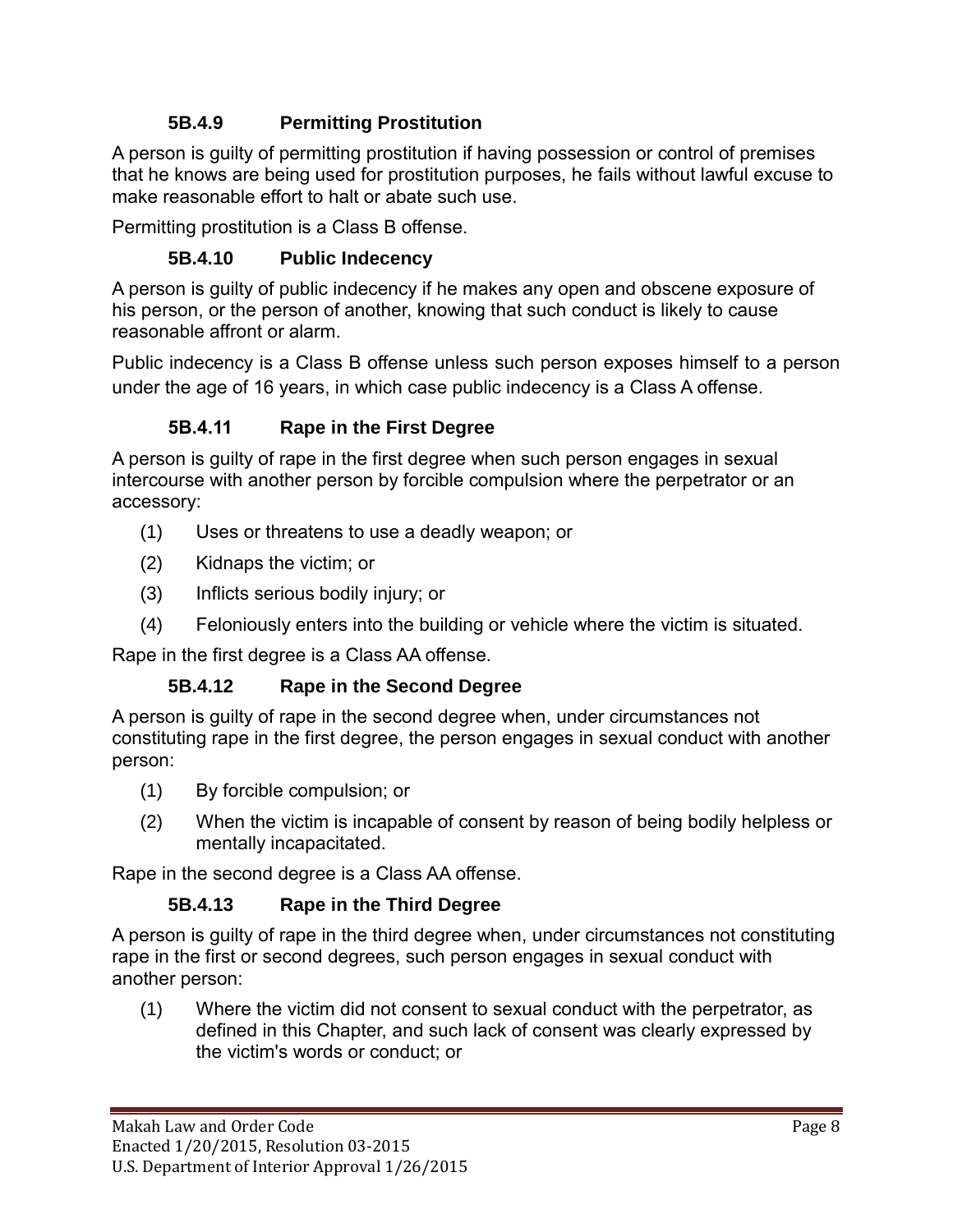### 5B.4.9 Permitting Prostitution

A person is guilty of permitting prostitution if having possession or control of premises that he knows are being used for prostitution purposes, he fails without lawful excuse to make reasonable effort to halt or abate such use.

Permitting prostitution is a Class B offense.

### 5B.4.10 Public Indecency

A person is guilty of public indecency if he makes any open and obscene exposure of his person, or the person of another, knowing that such conduct is likely to cause reasonable affront or alarm.

Public indecency is a Class B offense unless such person exposes himself to a person under the age of 16 years, in which case public indecency is a Class A offense.

### 5B.4.11 Rape in the First Degree

A person is guilty of rape in the first degree when such person engages in sexual intercourse with another person by forcible compulsion where the perpetrator or an accessory:

(1) Uses or threatens to use a deadly weapon; or

(2) Kidnaps the victim; or

(3) Inflicts serious bodily injury; or

(4) Feloniously enters into the building or vehicle where the victim is situated.

Rape in the first degree is a Class AA offense.

### 5B.4.12 Rape in the Second Degree

A person is guilty of rape in the second degree when, under circumstances not constituting rape in the first degree, the person engages in sexual conduct with another person:

(1) By forcible compulsion; or

(2) When the victim is incapable of consent by reason of being bodily helpless or mentally incapacitated.

Rape in the second degree is a Class AA offense.

### 5B.4.13 Rape in the Third Degree

A person is guilty of rape in the third degree when, under circumstances not constituting rape in the first or second degrees, such person engages in sexual conduct with another person:

(1) Where the victim did not consent to sexual conduct with the perpetrator, as defined in this Chapter, and such lack of consent was clearly expressed by the victim's words or conduct; or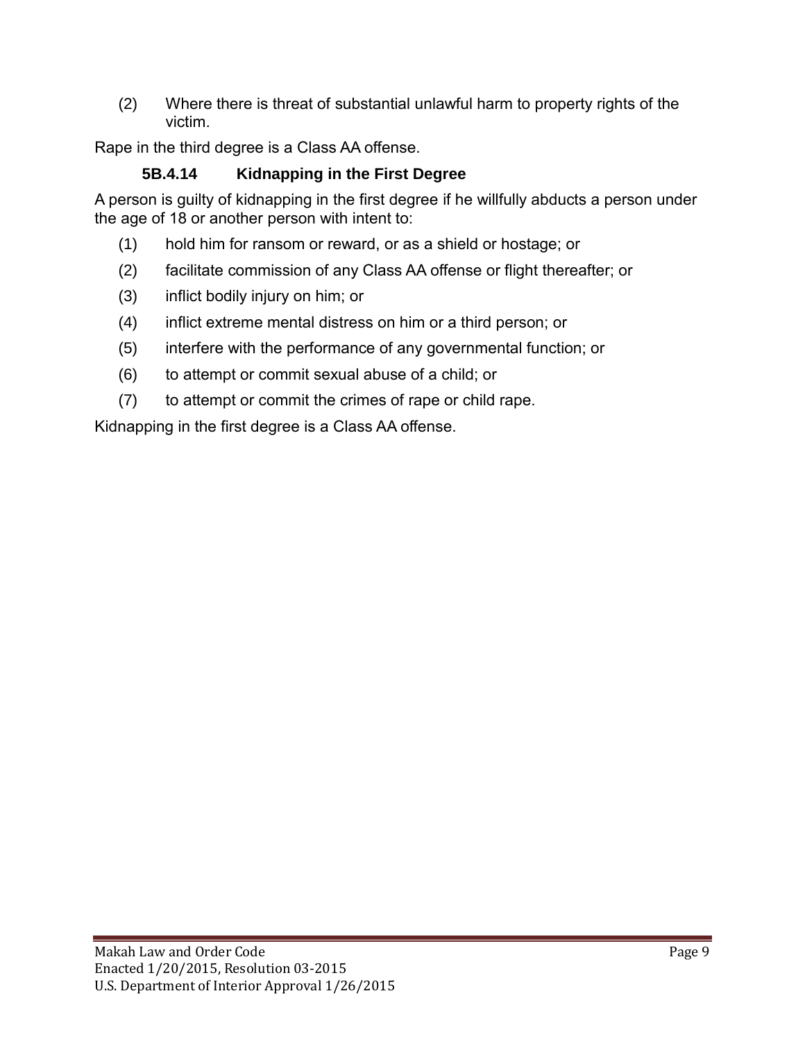(2) Where there is threat of substantial unlawful harm to property rights of the victim.

Rape in the third degree is a Class AA offense.

### 5B.4.14 Kidnapping in the First Degree

A person is guilty of kidnapping in the first degree if he willfully abducts a person under the age of 18 or another person with intent to:

(1) hold him for ransom or reward, or as a shield or hostage; or

(2) facilitate commission of any Class AA offense or flight thereafter; or

(3) inflict bodily injury on him; or

(4) inflict extreme mental distress on him or a third person; or

(5) interfere with the performance of any governmental function; or

(6) to attempt or commit sexual abuse of a child; or

(7) to attempt or commit the crimes of rape or child rape.

Kidnapping in the first degree is a Class AA offense.